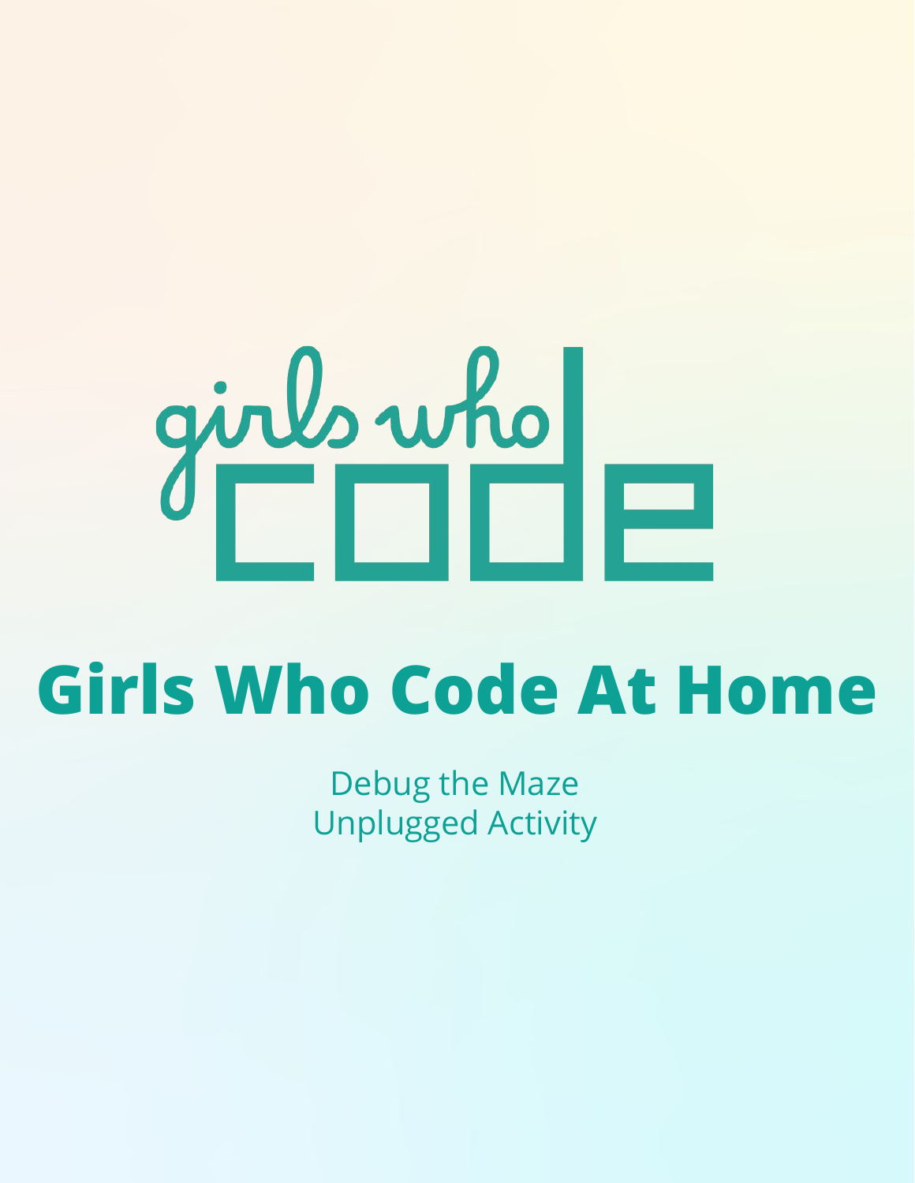girls who code

# Girls Who Code At Home

Debug the Maze
Unplugged Activity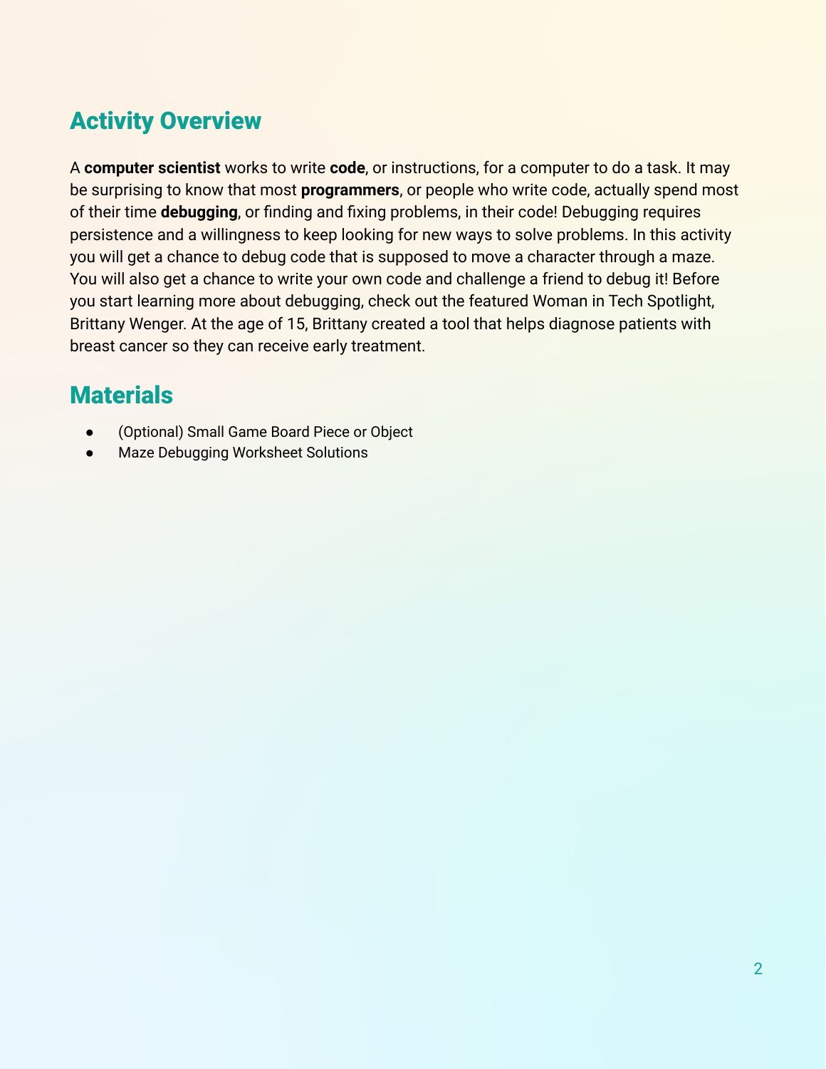## Activity Overview

A **computer scientist** works to write **code**, or instructions, for a computer to do a task. It may be surprising to know that most **programmers**, or people who write code, actually spend most of their time **debugging**, or finding and fixing problems, in their code! Debugging requires persistence and a willingness to keep looking for new ways to solve problems. In this activity you will get a chance to debug code that is supposed to move a character through a maze. You will also get a chance to write your own code and challenge a friend to debug it! Before you start learning more about debugging, check out the featured Woman in Tech Spotlight, Brittany Wenger. At the age of 15, Brittany created a tool that helps diagnose patients with breast cancer so they can receive early treatment.

## Materials

- (Optional) Small Game Board Piece or Object
- Maze Debugging Worksheet Solutions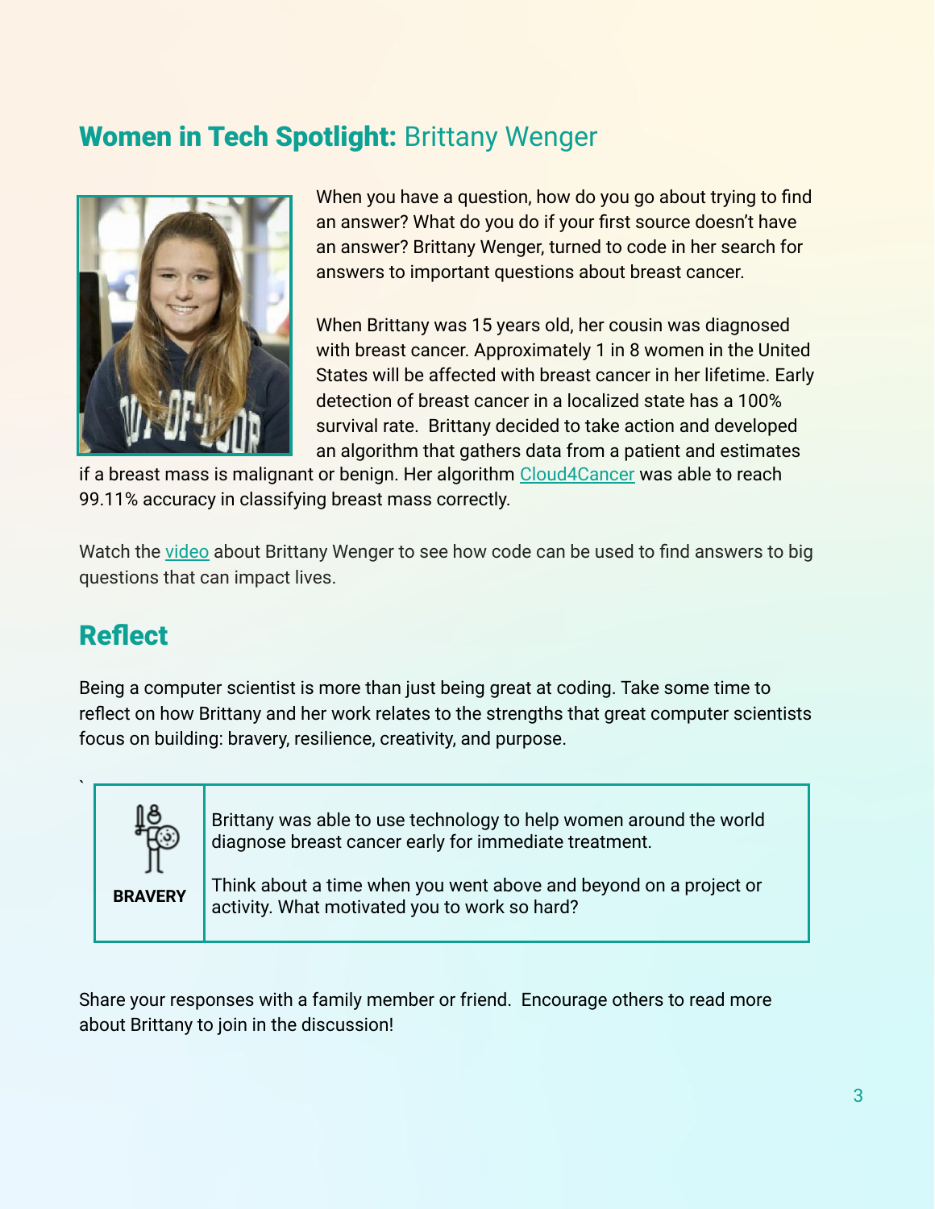## **Women in Tech Spotlight:** Brittany Wenger

When you have a question, how do you go about trying to find an answer? What do you do if your first source doesn't have an answer? Brittany Wenger, turned to code in her search for answers to important questions about breast cancer.

When Brittany was 15 years old, her cousin was diagnosed with breast cancer. Approximately 1 in 8 women in the United States will be affected with breast cancer in her lifetime. Early detection of breast cancer in a localized state has a 100% survival rate. Brittany decided to take action and developed an algorithm that gathers data from a patient and estimates if a breast mass is malignant or benign. Her algorithm Cloud4Cancer was able to reach 99.11% accuracy in classifying breast mass correctly.

Watch the video about Brittany Wenger to see how code can be used to find answers to big questions that can impact lives.

## Reflect

Being a computer scientist is more than just being great at coding. Take some time to reflect on how Brittany and her work relates to the strengths that great computer scientists focus on building: bravery, resilience, creativity, and purpose.

| | |
|---|---|
| **BRAVERY** | Brittany was able to use technology to help women around the world diagnose breast cancer early for immediate treatment.<br><br>Think about a time when you went above and beyond on a project or activity. What motivated you to work so hard? |

Share your responses with a family member or friend. Encourage others to read more about Brittany to join in the discussion!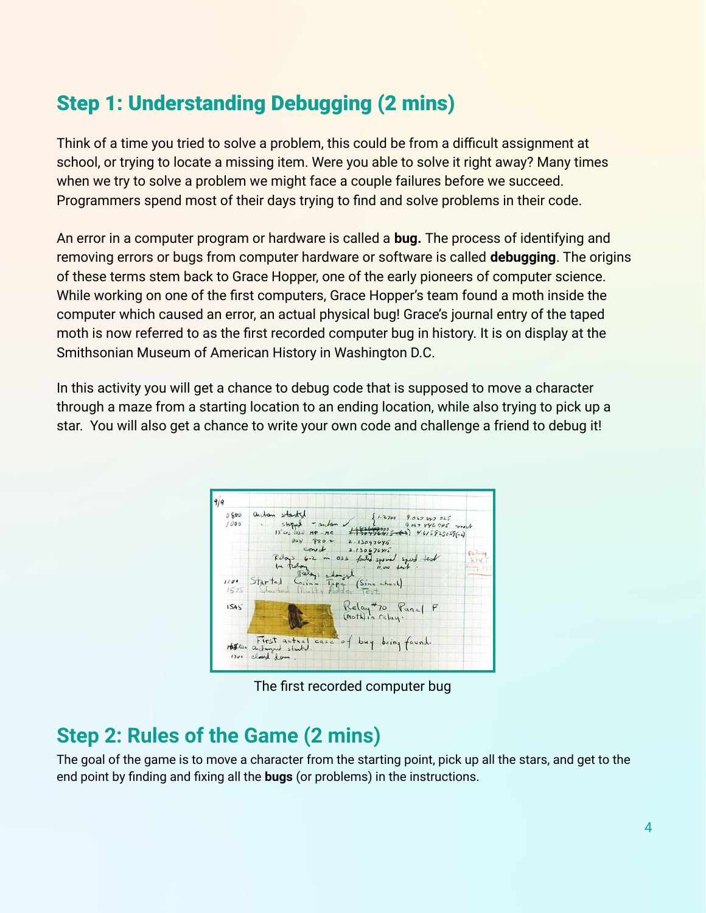## Step 1: Understanding Debugging (2 mins)

Think of a time you tried to solve a problem, this could be from a difficult assignment at school, or trying to locate a missing item. Were you able to solve it right away? Many times when we try to solve a problem we might face a couple failures before we succeed. Programmers spend most of their days trying to find and solve problems in their code.

An error in a computer program or hardware is called a **bug.** The process of identifying and removing errors or bugs from computer hardware or software is called **debugging**. The origins of these terms stem back to Grace Hopper, one of the early pioneers of computer science. While working on one of the first computers, Grace Hopper's team found a moth inside the computer which caused an error, an actual physical bug! Grace's journal entry of the taped moth is now referred to as the first recorded computer bug in history. It is on display at the Smithsonian Museum of American History in Washington D.C.

In this activity you will get a chance to debug code that is supposed to move a character through a maze from a starting location to an ending location, while also trying to pick up a star. You will also get a chance to write your own code and challenge a friend to debug it!

The first recorded computer bug

## Step 2: Rules of the Game (2 mins)

The goal of the game is to move a character from the starting point, pick up all the stars, and get to the end point by finding and fixing all the **bugs** (or problems) in the instructions.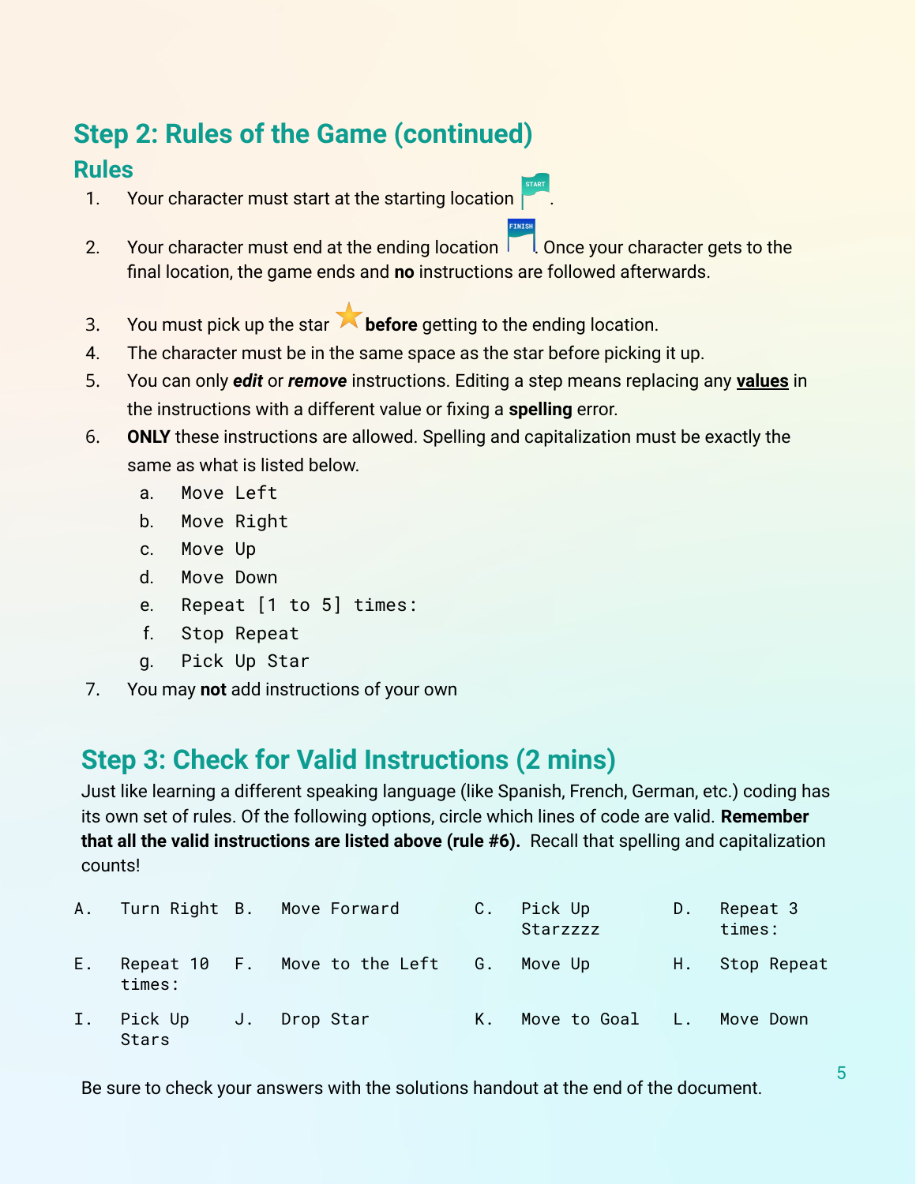## Step 2: Rules of the Game (continued)

### Rules

1. Your character must start at the starting location START.
2. Your character must end at the ending location FINISH. Once your character gets to the final location, the game ends and **no** instructions are followed afterwards.
3. You must pick up the star ⭐ **before** getting to the ending location.
4. The character must be in the same space as the star before picking it up.
5. You can only ***edit*** or ***remove*** instructions. Editing a step means replacing any **values** in the instructions with a different value or fixing a **spelling** error.
6. **ONLY** these instructions are allowed. Spelling and capitalization must be exactly the same as what is listed below.
   a. `Move Left`
   b. `Move Right`
   c. `Move Up`
   d. `Move Down`
   e. `Repeat [1 to 5] times:`
   f. `Stop Repeat`
   g. `Pick Up Star`
7. You may **not** add instructions of your own

## Step 3: Check for Valid Instructions (2 mins)

Just like learning a different speaking language (like Spanish, French, German, etc.) coding has its own set of rules. Of the following options, circle which lines of code are valid. **Remember that all the valid instructions are listed above (rule #6).** Recall that spelling and capitalization counts!

| | | | | | | | |
|---|---|---|---|---|---|---|---|
| A. | `Turn Right` | B. | `Move Forward` | C. | `Pick Up Starzzzz` | D. | `Repeat 3 times:` |
| E. | `Repeat 10 times:` | F. | `Move to the Left` | G. | `Move Up` | H. | `Stop Repeat` |
| I. | `Pick Up Stars` | J. | `Drop Star` | K. | `Move to Goal` | L. | `Move Down` |

Be sure to check your answers with the solutions handout at the end of the document.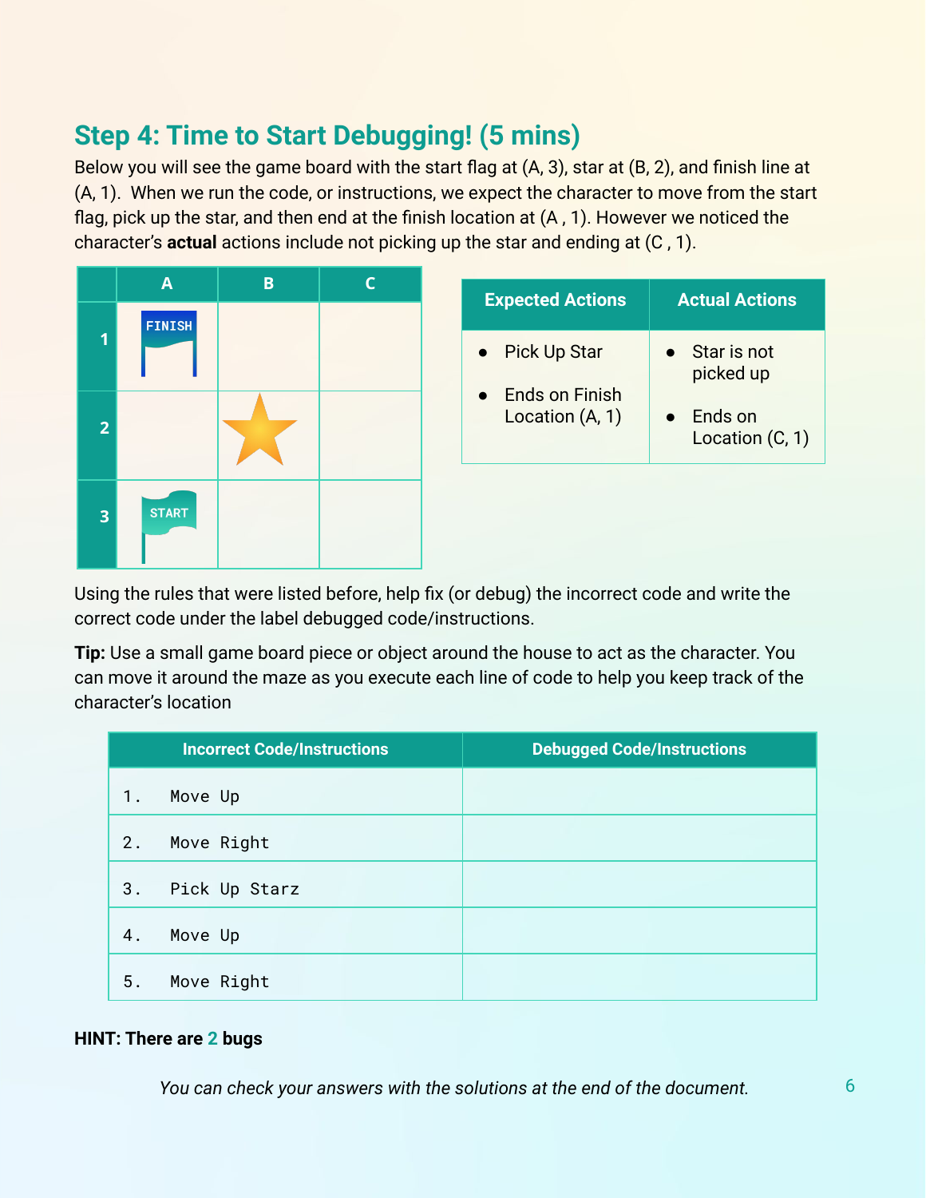## Step 4: Time to Start Debugging! (5 mins)

Below you will see the game board with the start flag at (A, 3), star at (B, 2), and finish line at (A, 1). When we run the code, or instructions, we expect the character to move from the start flag, pick up the star, and then end at the finish location at (A , 1). However we noticed the character's **actual** actions include not picking up the star and ending at (C , 1).

| | A | B | C |
|---|---|---|---|
| 1 | FINISH | | |
| 2 | | ★ | |
| 3 | START | | |

| Expected Actions | Actual Actions |
|---|---|
| • Pick Up Star<br>• Ends on Finish Location (A, 1) | • Star is not picked up<br>• Ends on Location (C, 1) |

Using the rules that were listed before, help fix (or debug) the incorrect code and write the correct code under the label debugged code/instructions.

**Tip:** Use a small game board piece or object around the house to act as the character. You can move it around the maze as you execute each line of code to help you keep track of the character's location

| Incorrect Code/Instructions | Debugged Code/Instructions |
|---|---|
| 1. Move Up | |
| 2. Move Right | |
| 3. Pick Up Starz | |
| 4. Move Up | |
| 5. Move Right | |

**HINT: There are 2 bugs**

*You can check your answers with the solutions at the end of the document.*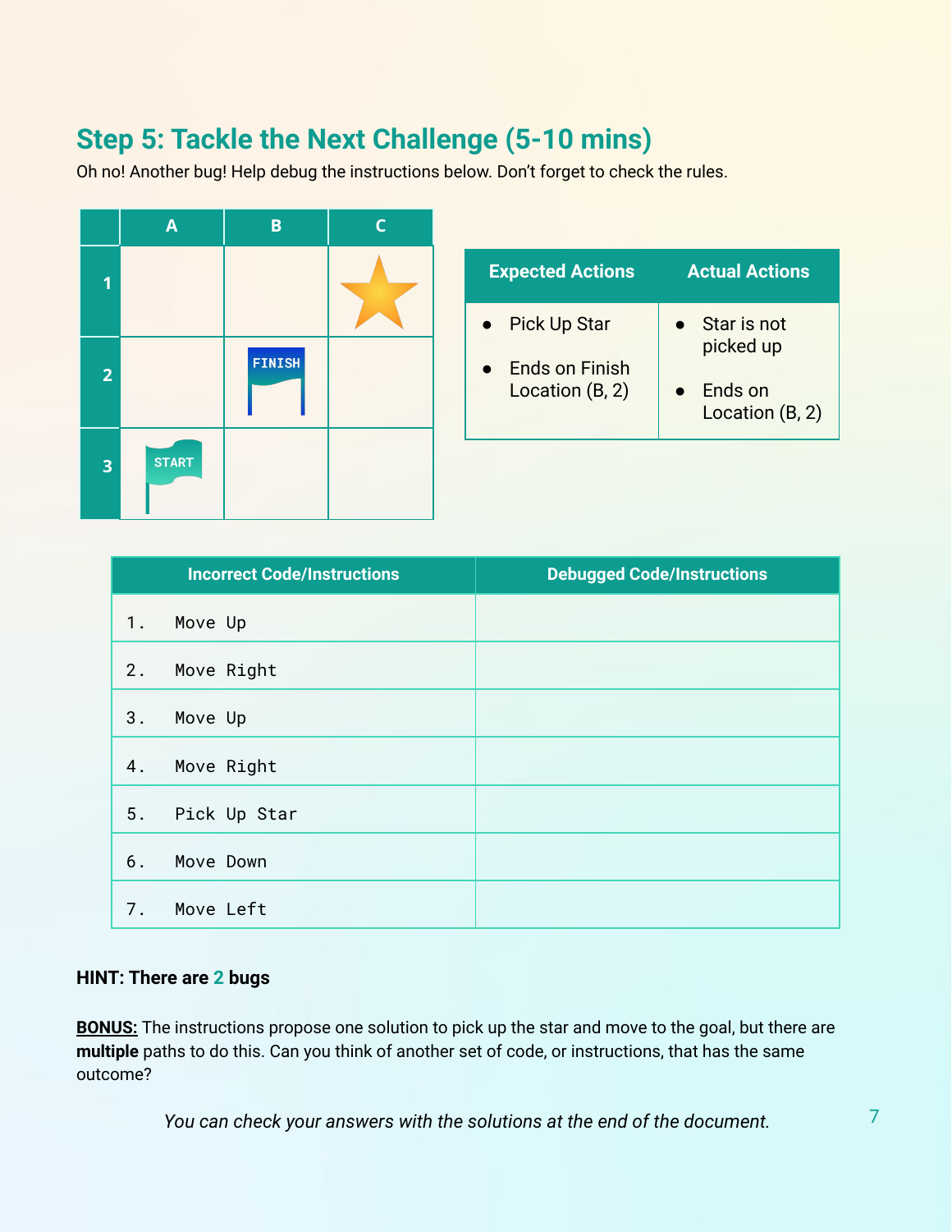## Step 5: Tackle the Next Challenge (5-10 mins)

Oh no! Another bug! Help debug the instructions below. Don't forget to check the rules.

| | A | B | C |
|---|---|---|---|
| 1 | | | Star |
| 2 | | FINISH | |
| 3 | START | | |

| Expected Actions | Actual Actions |
|---|---|
| • Pick Up Star<br>• Ends on Finish Location (B, 2) | • Star is not picked up<br>• Ends on Location (B, 2) |

| Incorrect Code/Instructions | Debugged Code/Instructions |
|---|---|
| 1. Move Up | |
| 2. Move Right | |
| 3. Move Up | |
| 4. Move Right | |
| 5. Pick Up Star | |
| 6. Move Down | |
| 7. Move Left | |

**HINT: There are 2 bugs**

**BONUS:** The instructions propose one solution to pick up the star and move to the goal, but there are **multiple** paths to do this. Can you think of another set of code, or instructions, that has the same outcome?

*You can check your answers with the solutions at the end of the document.*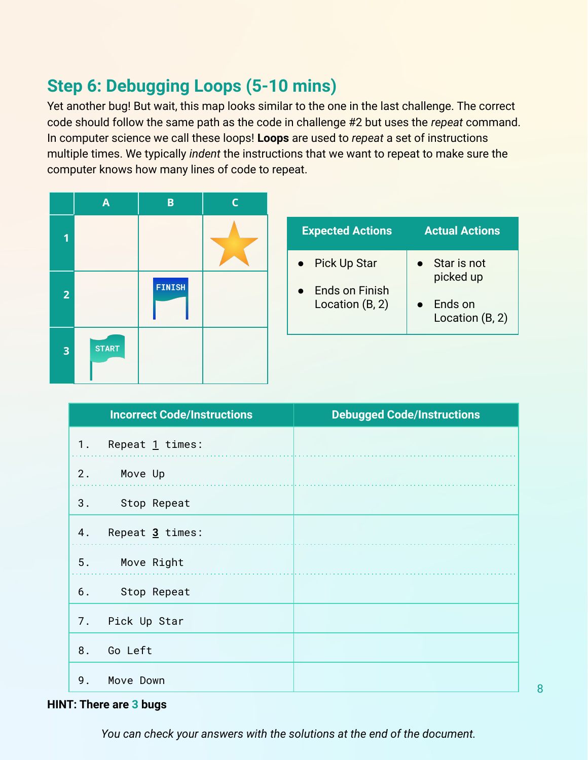## Step 6: Debugging Loops (5-10 mins)

Yet another bug! But wait, this map looks similar to the one in the last challenge. The correct code should follow the same path as the code in challenge #2 but uses the *repeat* command. In computer science we call these loops! **Loops** are used to *repeat* a set of instructions multiple times. We typically *indent* the instructions that we want to repeat to make sure the computer knows how many lines of code to repeat.

| | A | B | C |
|---|---|---|---|
| 1 | | | ★ |
| 2 | | FINISH | |
| 3 | START | | |

| Expected Actions | Actual Actions |
|---|---|
| • Pick Up Star<br>• Ends on Finish Location (B, 2) | • Star is not picked up<br>• Ends on Location (B, 2) |

| Incorrect Code/Instructions | Debugged Code/Instructions |
|---|---|
| 1. Repeat <u>1</u> times: | |
| 2.   Move Up | |
| 3.   Stop Repeat | |
| 4. Repeat **<u>3</u>** times: | |
| 5.   Move Right | |
| 6.   Stop Repeat | |
| 7. Pick Up Star | |
| 8. Go Left | |
| 9. Move Down | |

**HINT: There are 3 bugs**

*You can check your answers with the solutions at the end of the document.*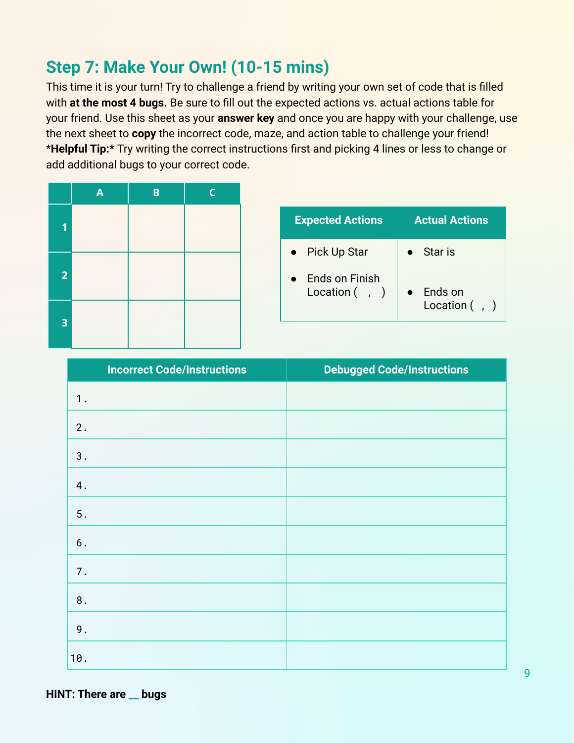## Step 7: Make Your Own! (10-15 mins)

This time it is your turn! Try to challenge a friend by writing your own set of code that is filled with **at the most 4 bugs.** Be sure to fill out the expected actions vs. actual actions table for your friend. Use this sheet as your **answer key** and once you are happy with your challenge, use the next sheet to **copy** the incorrect code, maze, and action table to challenge your friend!
***Helpful Tip:*** Try writing the correct instructions first and picking 4 lines or less to change or add additional bugs to your correct code.

| | A | B | C |
|---|---|---|---|
| 1 | | | |
| 2 | | | |
| 3 | | | |

| Expected Actions | Actual Actions |
|---|---|
| • Pick Up Star<br>• Ends on Finish Location ( , ) | • Star is<br>• Ends on Location ( , ) |

| Incorrect Code/Instructions | Debugged Code/Instructions |
|---|---|
| 1. | |
| 2. | |
| 3. | |
| 4. | |
| 5. | |
| 6. | |
| 7. | |
| 8. | |
| 9. | |
| 10. | |

**HINT: There are __ bugs**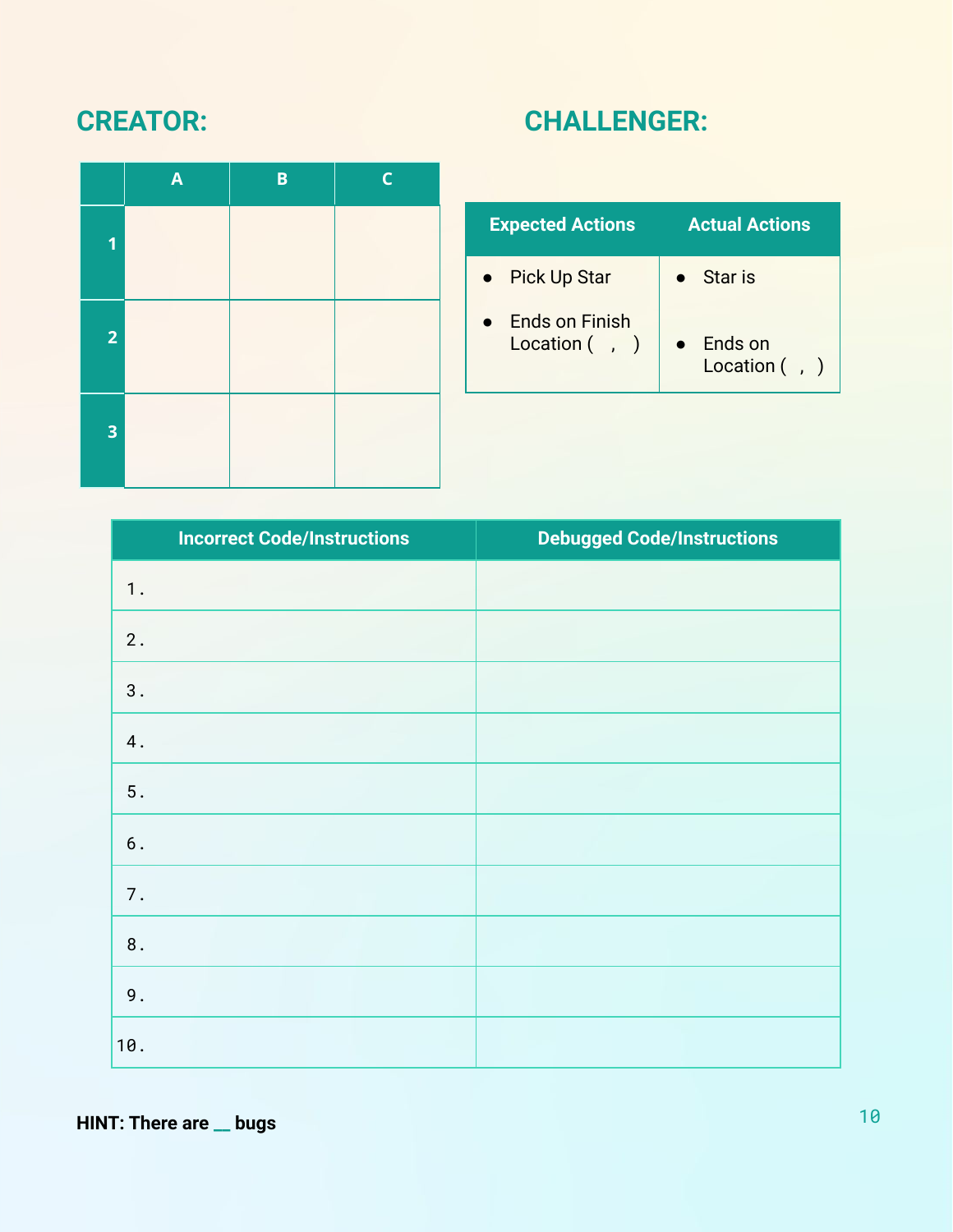## CREATOR:

|   | A | B | C |
|---|---|---|---|
| 1 |   |   |   |
| 2 |   |   |   |
| 3 |   |   |   |

## CHALLENGER:

| Expected Actions | Actual Actions |
|---|---|
| • Pick Up Star<br>• Ends on Finish Location (   ,   ) | • Star is<br>• Ends on Location (   ,   ) |

| Incorrect Code/Instructions | Debugged Code/Instructions |
|---|---|
| 1. | |
| 2. | |
| 3. | |
| 4. | |
| 5. | |
| 6. | |
| 7. | |
| 8. | |
| 9. | |
| 10. | |

**HINT: There are __ bugs**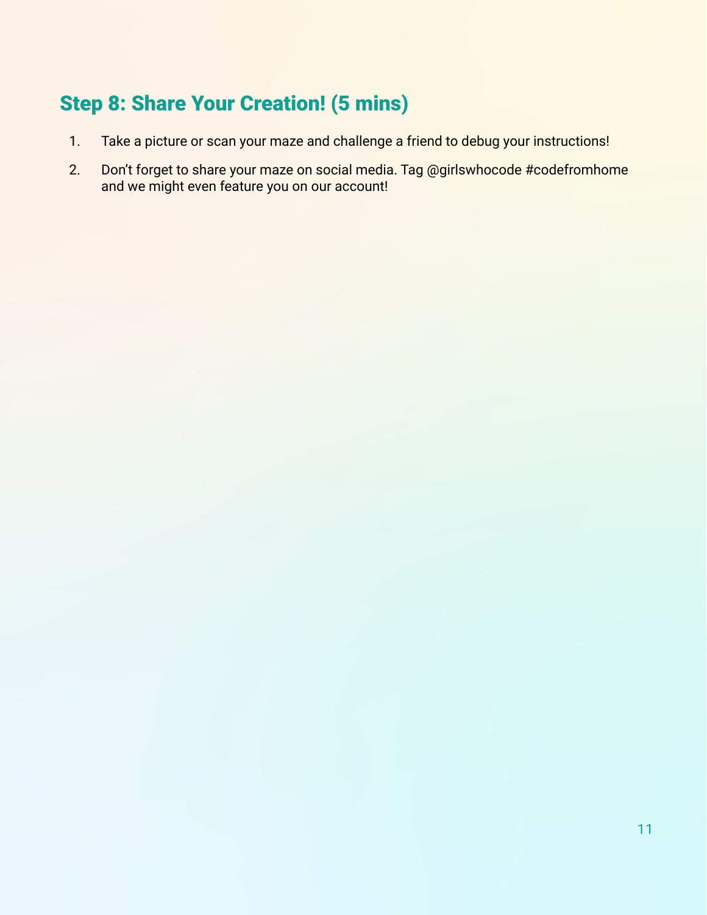## Step 8: Share Your Creation! (5 mins)

1. Take a picture or scan your maze and challenge a friend to debug your instructions!
2. Don't forget to share your maze on social media. Tag @girlswhocode #codefromhome and we might even feature you on our account!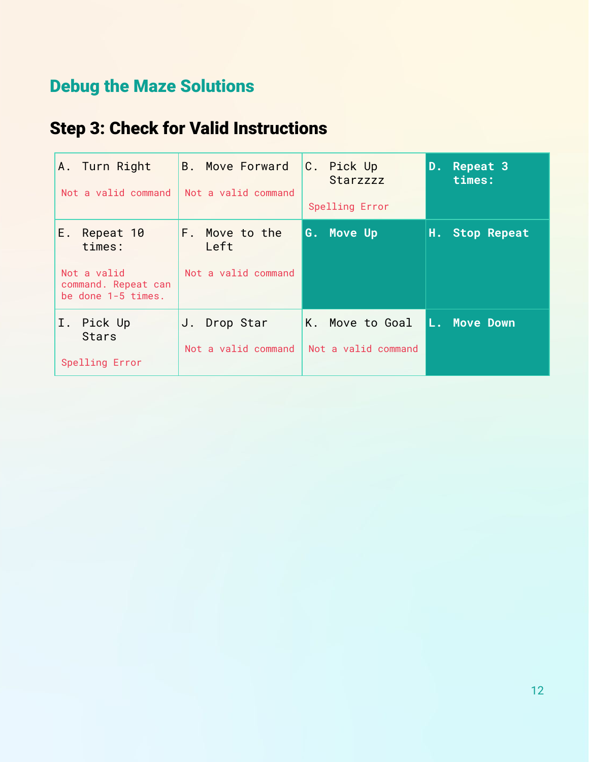## Debug the Maze Solutions

### Step 3: Check for Valid Instructions

| | | | |
|---|---|---|---|
| A. Turn Right<br>Not a valid command | B. Move Forward<br>Not a valid command | C. Pick Up Starzzzz<br>Spelling Error | **D. Repeat 3 times:** |
| E. Repeat 10 times:<br>Not a valid command. Repeat can be done 1-5 times. | F. Move to the Left<br>Not a valid command | **G. Move Up** | **H. Stop Repeat** |
| I. Pick Up Stars<br>Spelling Error | J. Drop Star<br>Not a valid command | K. Move to Goal<br>Not a valid command | **L. Move Down** |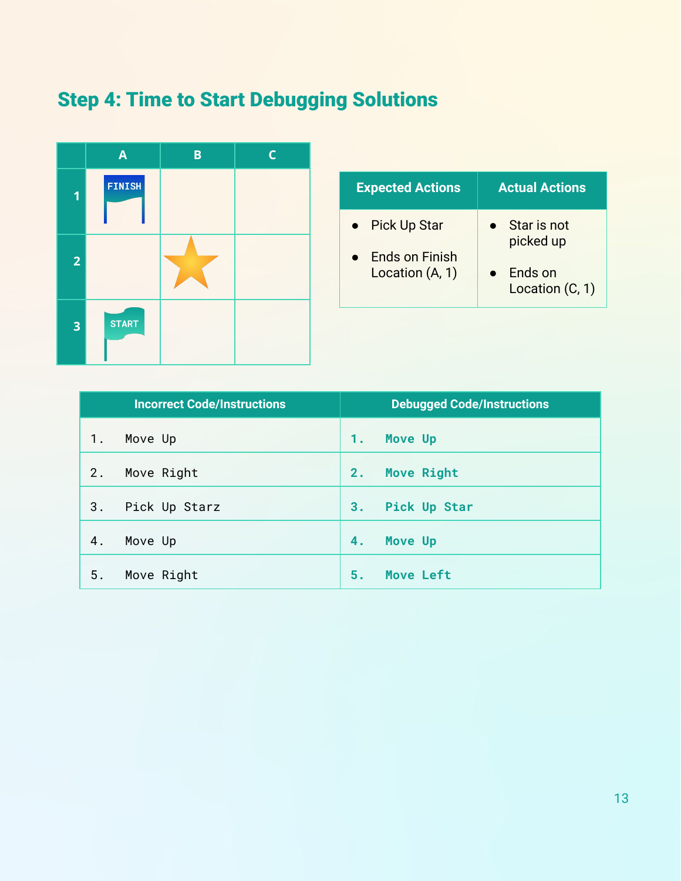## Step 4: Time to Start Debugging Solutions

| | A | B | C |
|---|---|---|---|
| 1 | FINISH | | |
| 2 | | ★ | |
| 3 | START | | |

| Expected Actions | Actual Actions |
|---|---|
| • Pick Up Star<br>• Ends on Finish Location (A, 1) | • Star is not picked up<br>• Ends on Location (C, 1) |

| Incorrect Code/Instructions | Debugged Code/Instructions |
|---|---|
| 1. Move Up | 1. Move Up |
| 2. Move Right | 2. Move Right |
| 3. Pick Up Starz | 3. Pick Up Star |
| 4. Move Up | 4. Move Up |
| 5. Move Right | 5. Move Left |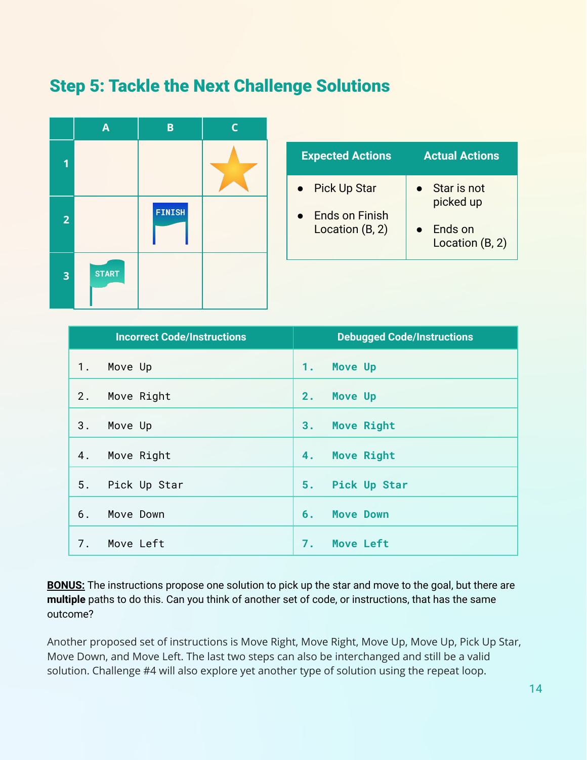## Step 5: Tackle the Next Challenge Solutions

| | A | B | C |
|---|---|---|---|
| 1 | | | ★ |
| 2 | | FINISH | |
| 3 | START | | |

| Expected Actions | Actual Actions |
|---|---|
| • Pick Up Star<br>• Ends on Finish Location (B, 2) | • Star is not picked up<br>• Ends on Location (B, 2) |

| Incorrect Code/Instructions | Debugged Code/Instructions |
|---|---|
| 1. Move Up | 1. Move Up |
| 2. Move Right | 2. Move Up |
| 3. Move Up | 3. Move Right |
| 4. Move Right | 4. Move Right |
| 5. Pick Up Star | 5. Pick Up Star |
| 6. Move Down | 6. Move Down |
| 7. Move Left | 7. Move Left |

**BONUS:** The instructions propose one solution to pick up the star and move to the goal, but there are **multiple** paths to do this. Can you think of another set of code, or instructions, that has the same outcome?

Another proposed set of instructions is Move Right, Move Right, Move Up, Move Up, Pick Up Star, Move Down, and Move Left. The last two steps can also be interchanged and still be a valid solution. Challenge #4 will also explore yet another type of solution using the repeat loop.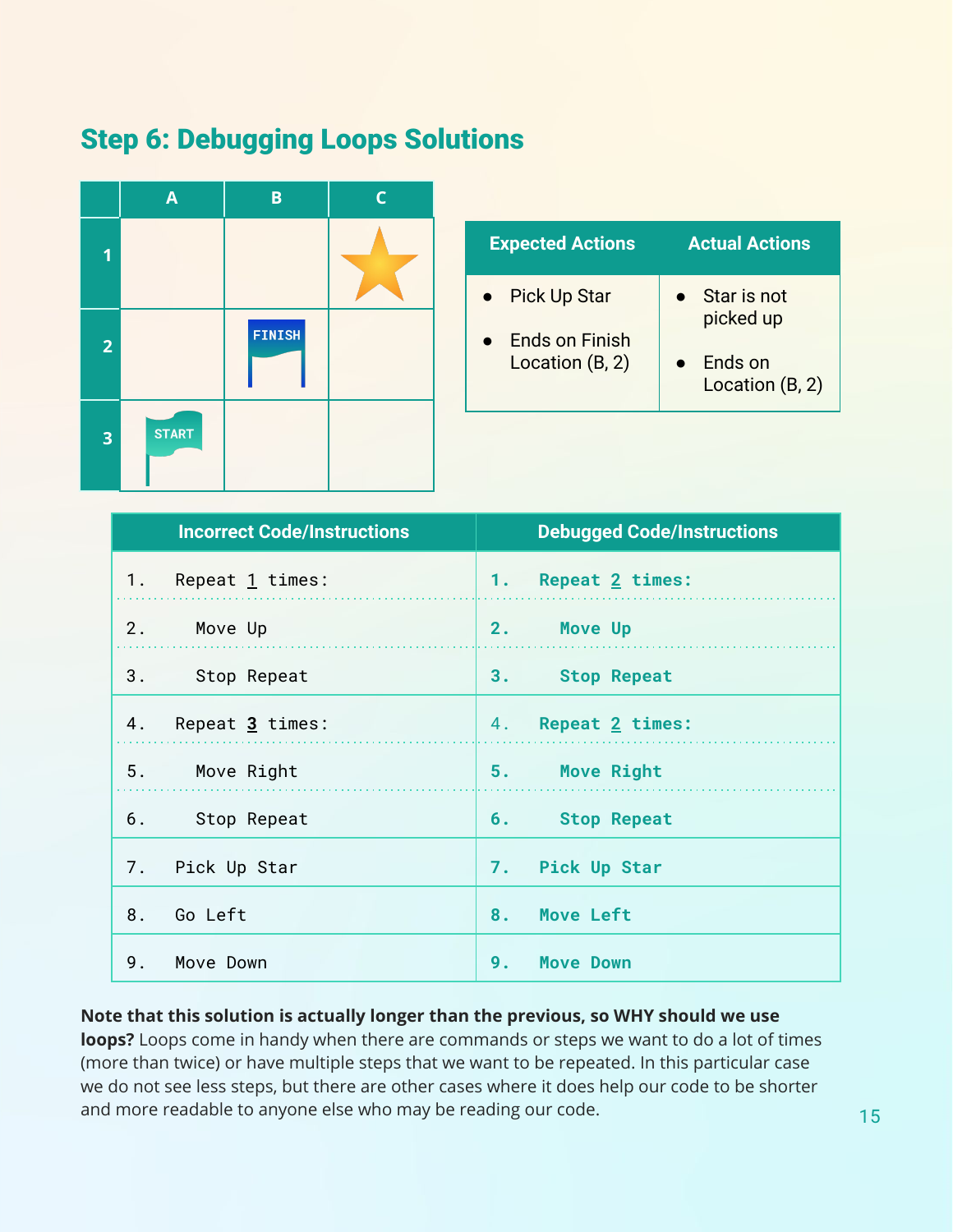## Step 6: Debugging Loops Solutions

| | A | B | C |
|---|---|---|---|
| 1 | | | ★ |
| 2 | | FINISH | |
| 3 | START | | |

| Expected Actions | Actual Actions |
|---|---|
| • Pick Up Star<br>• Ends on Finish Location (B, 2) | • Star is not picked up<br>• Ends on Location (B, 2) |

| Incorrect Code/Instructions | Debugged Code/Instructions |
|---|---|
| 1. Repeat 1 times: | 1. Repeat 2 times: |
| 2. Move Up | 2. Move Up |
| 3. Stop Repeat | 3. Stop Repeat |
| 4. Repeat 3 times: | 4. Repeat 2 times: |
| 5. Move Right | 5. Move Right |
| 6. Stop Repeat | 6. Stop Repeat |
| 7. Pick Up Star | 7. Pick Up Star |
| 8. Go Left | 8. Move Left |
| 9. Move Down | 9. Move Down |

**Note that this solution is actually longer than the previous, so WHY should we use loops?** Loops come in handy when there are commands or steps we want to do a lot of times (more than twice) or have multiple steps that we want to be repeated. In this particular case we do not see less steps, but there are other cases where it does help our code to be shorter and more readable to anyone else who may be reading our code.